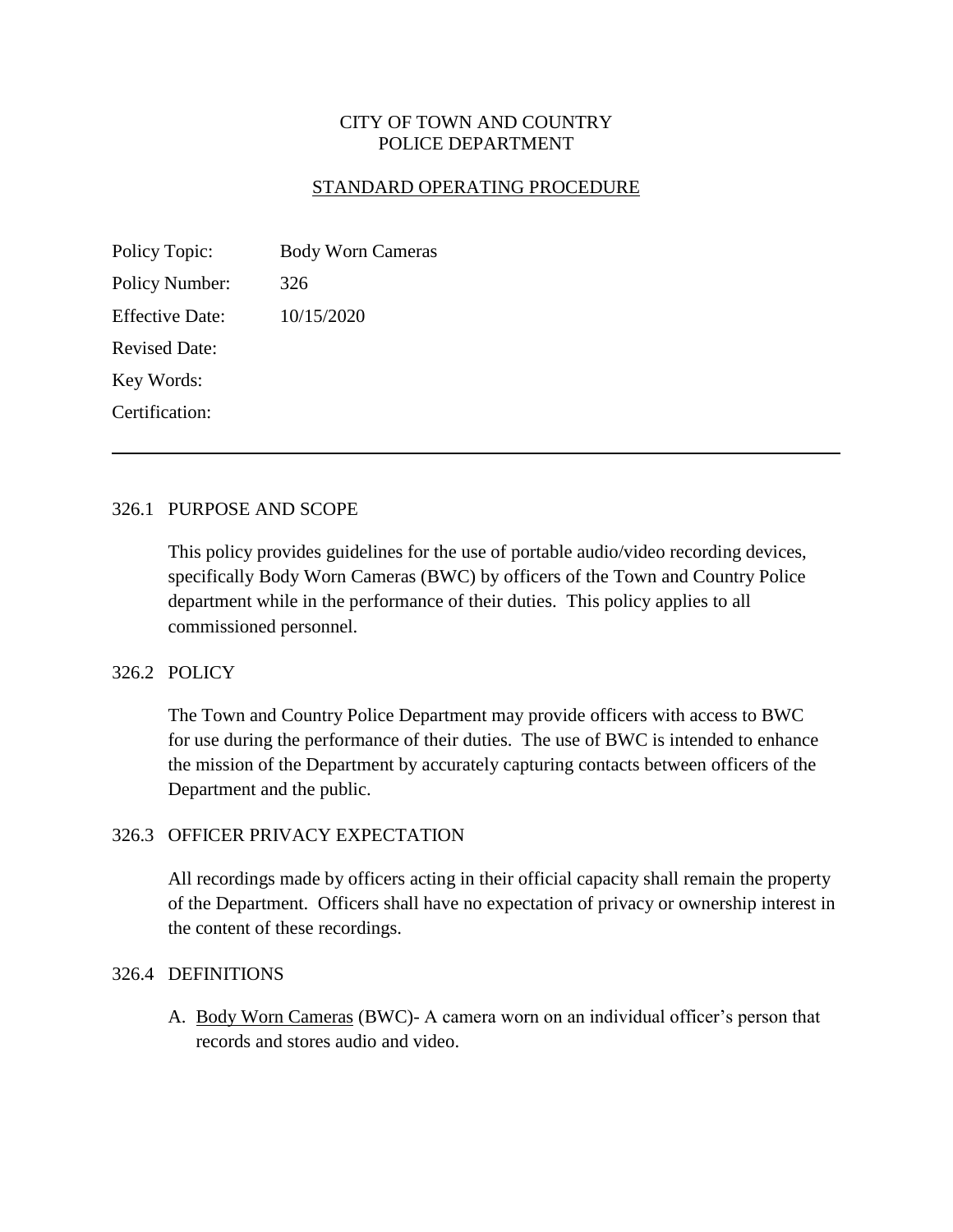# CITY OF TOWN AND COUNTRY
# POLICE DEPARTMENT

## STANDARD OPERATING PROCEDURE

Policy Topic: Body Worn Cameras

Policy Number: 326

Effective Date: 10/15/2020

Revised Date:

Key Words:

Certification:

---

### 326.1 PURPOSE AND SCOPE

This policy provides guidelines for the use of portable audio/video recording devices, specifically Body Worn Cameras (BWC) by officers of the Town and Country Police department while in the performance of their duties. This policy applies to all commissioned personnel.

### 326.2 POLICY

The Town and Country Police Department may provide officers with access to BWC for use during the performance of their duties. The use of BWC is intended to enhance the mission of the Department by accurately capturing contacts between officers of the Department and the public.

### 326.3 OFFICER PRIVACY EXPECTATION

All recordings made by officers acting in their official capacity shall remain the property of the Department. Officers shall have no expectation of privacy or ownership interest in the content of these recordings.

### 326.4 DEFINITIONS

A. Body Worn Cameras (BWC)- A camera worn on an individual officer's person that records and stores audio and video.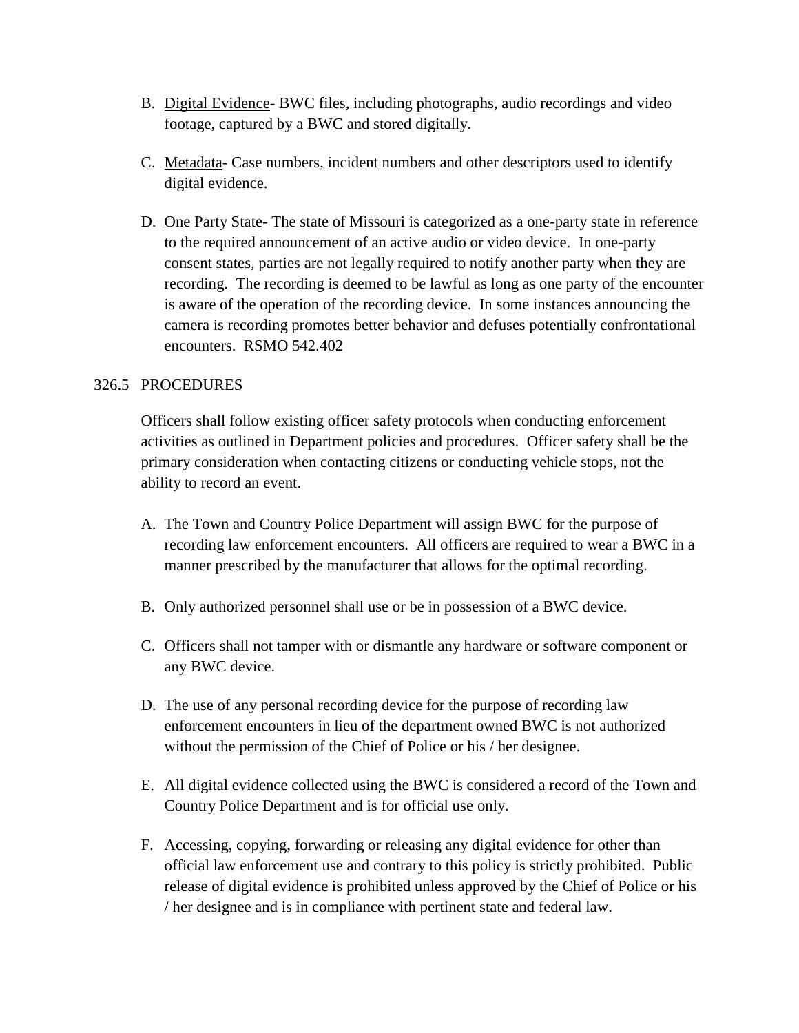B. Digital Evidence- BWC files, including photographs, audio recordings and video footage, captured by a BWC and stored digitally.

C. Metadata- Case numbers, incident numbers and other descriptors used to identify digital evidence.

D. One Party State- The state of Missouri is categorized as a one-party state in reference to the required announcement of an active audio or video device. In one-party consent states, parties are not legally required to notify another party when they are recording. The recording is deemed to be lawful as long as one party of the encounter is aware of the operation of the recording device. In some instances announcing the camera is recording promotes better behavior and defuses potentially confrontational encounters. RSMO 542.402

## 326.5 PROCEDURES

Officers shall follow existing officer safety protocols when conducting enforcement activities as outlined in Department policies and procedures. Officer safety shall be the primary consideration when contacting citizens or conducting vehicle stops, not the ability to record an event.

A. The Town and Country Police Department will assign BWC for the purpose of recording law enforcement encounters. All officers are required to wear a BWC in a manner prescribed by the manufacturer that allows for the optimal recording.

B. Only authorized personnel shall use or be in possession of a BWC device.

C. Officers shall not tamper with or dismantle any hardware or software component or any BWC device.

D. The use of any personal recording device for the purpose of recording law enforcement encounters in lieu of the department owned BWC is not authorized without the permission of the Chief of Police or his / her designee.

E. All digital evidence collected using the BWC is considered a record of the Town and Country Police Department and is for official use only.

F. Accessing, copying, forwarding or releasing any digital evidence for other than official law enforcement use and contrary to this policy is strictly prohibited. Public release of digital evidence is prohibited unless approved by the Chief of Police or his / her designee and is in compliance with pertinent state and federal law.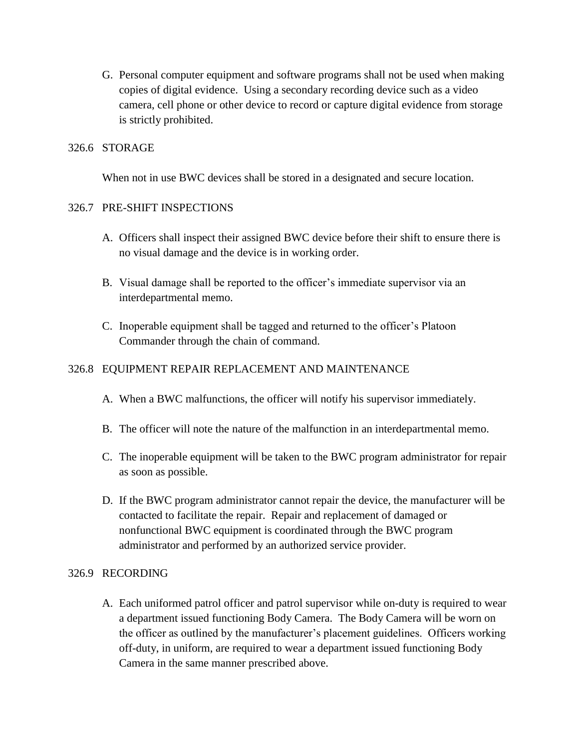G. Personal computer equipment and software programs shall not be used when making copies of digital evidence. Using a secondary recording device such as a video camera, cell phone or other device to record or capture digital evidence from storage is strictly prohibited.

## 326.6 STORAGE

When not in use BWC devices shall be stored in a designated and secure location.

## 326.7 PRE-SHIFT INSPECTIONS

A. Officers shall inspect their assigned BWC device before their shift to ensure there is no visual damage and the device is in working order.

B. Visual damage shall be reported to the officer's immediate supervisor via an interdepartmental memo.

C. Inoperable equipment shall be tagged and returned to the officer's Platoon Commander through the chain of command.

## 326.8 EQUIPMENT REPAIR REPLACEMENT AND MAINTENANCE

A. When a BWC malfunctions, the officer will notify his supervisor immediately.

B. The officer will note the nature of the malfunction in an interdepartmental memo.

C. The inoperable equipment will be taken to the BWC program administrator for repair as soon as possible.

D. If the BWC program administrator cannot repair the device, the manufacturer will be contacted to facilitate the repair. Repair and replacement of damaged or nonfunctional BWC equipment is coordinated through the BWC program administrator and performed by an authorized service provider.

## 326.9 RECORDING

A. Each uniformed patrol officer and patrol supervisor while on-duty is required to wear a department issued functioning Body Camera. The Body Camera will be worn on the officer as outlined by the manufacturer's placement guidelines. Officers working off-duty, in uniform, are required to wear a department issued functioning Body Camera in the same manner prescribed above.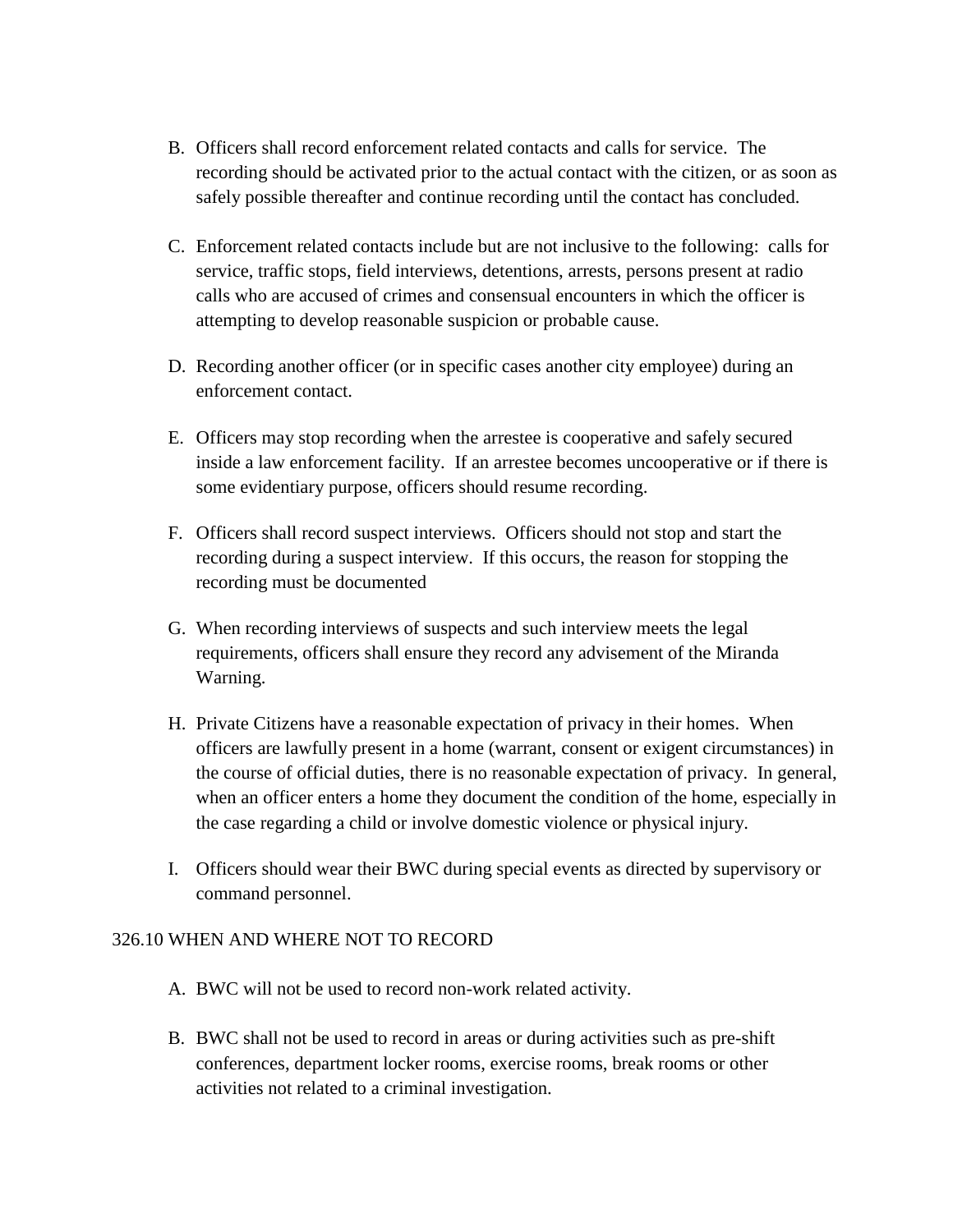B. Officers shall record enforcement related contacts and calls for service. The recording should be activated prior to the actual contact with the citizen, or as soon as safely possible thereafter and continue recording until the contact has concluded.

C. Enforcement related contacts include but are not inclusive to the following: calls for service, traffic stops, field interviews, detentions, arrests, persons present at radio calls who are accused of crimes and consensual encounters in which the officer is attempting to develop reasonable suspicion or probable cause.

D. Recording another officer (or in specific cases another city employee) during an enforcement contact.

E. Officers may stop recording when the arrestee is cooperative and safely secured inside a law enforcement facility. If an arrestee becomes uncooperative or if there is some evidentiary purpose, officers should resume recording.

F. Officers shall record suspect interviews. Officers should not stop and start the recording during a suspect interview. If this occurs, the reason for stopping the recording must be documented

G. When recording interviews of suspects and such interview meets the legal requirements, officers shall ensure they record any advisement of the Miranda Warning.

H. Private Citizens have a reasonable expectation of privacy in their homes. When officers are lawfully present in a home (warrant, consent or exigent circumstances) in the course of official duties, there is no reasonable expectation of privacy. In general, when an officer enters a home they document the condition of the home, especially in the case regarding a child or involve domestic violence or physical injury.

I. Officers should wear their BWC during special events as directed by supervisory or command personnel.

## 326.10 WHEN AND WHERE NOT TO RECORD

A. BWC will not be used to record non-work related activity.

B. BWC shall not be used to record in areas or during activities such as pre-shift conferences, department locker rooms, exercise rooms, break rooms or other activities not related to a criminal investigation.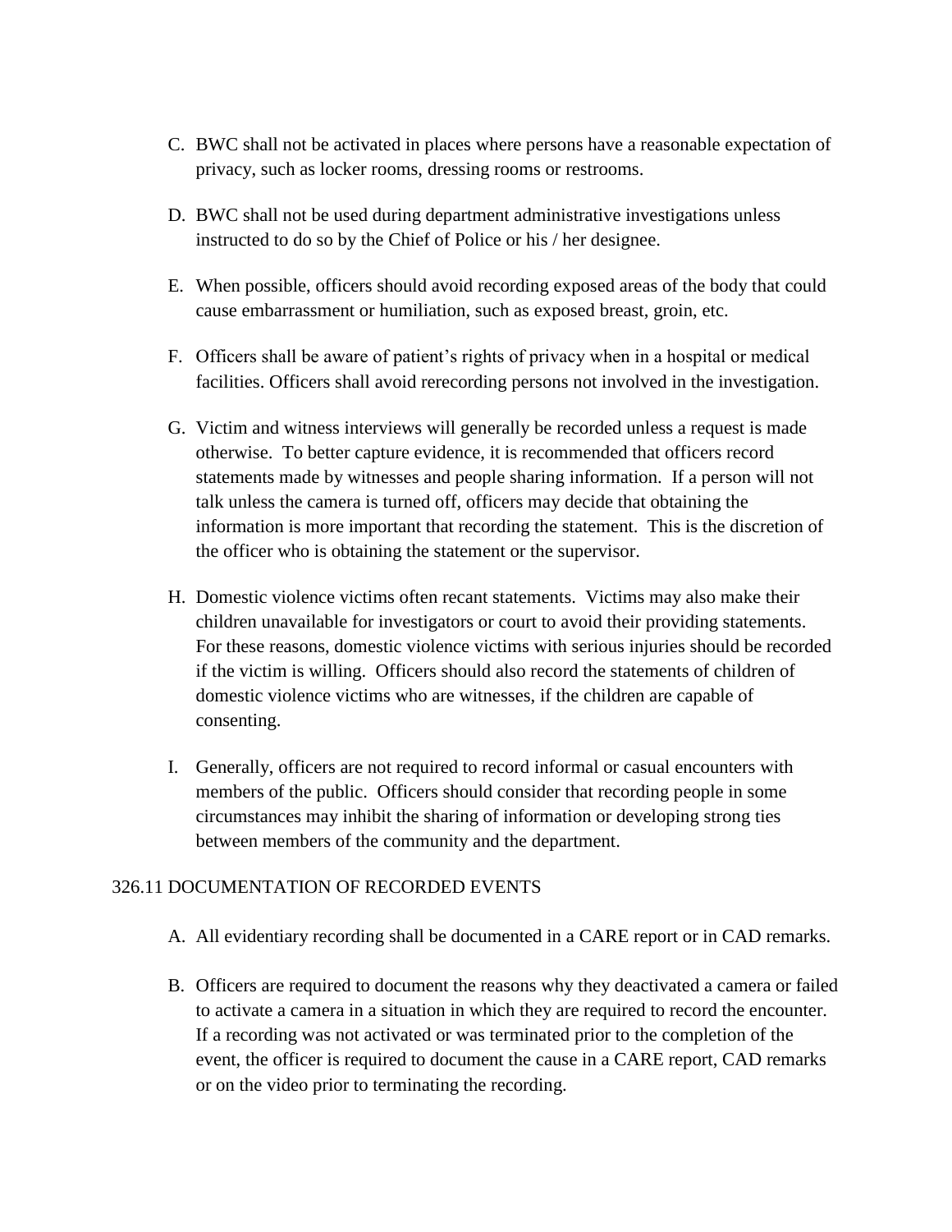C. BWC shall not be activated in places where persons have a reasonable expectation of privacy, such as locker rooms, dressing rooms or restrooms.

D. BWC shall not be used during department administrative investigations unless instructed to do so by the Chief of Police or his / her designee.

E. When possible, officers should avoid recording exposed areas of the body that could cause embarrassment or humiliation, such as exposed breast, groin, etc.

F. Officers shall be aware of patient's rights of privacy when in a hospital or medical facilities. Officers shall avoid rerecording persons not involved in the investigation.

G. Victim and witness interviews will generally be recorded unless a request is made otherwise. To better capture evidence, it is recommended that officers record statements made by witnesses and people sharing information. If a person will not talk unless the camera is turned off, officers may decide that obtaining the information is more important that recording the statement. This is the discretion of the officer who is obtaining the statement or the supervisor.

H. Domestic violence victims often recant statements. Victims may also make their children unavailable for investigators or court to avoid their providing statements. For these reasons, domestic violence victims with serious injuries should be recorded if the victim is willing. Officers should also record the statements of children of domestic violence victims who are witnesses, if the children are capable of consenting.

I. Generally, officers are not required to record informal or casual encounters with members of the public. Officers should consider that recording people in some circumstances may inhibit the sharing of information or developing strong ties between members of the community and the department.

## 326.11 DOCUMENTATION OF RECORDED EVENTS

A. All evidentiary recording shall be documented in a CARE report or in CAD remarks.

B. Officers are required to document the reasons why they deactivated a camera or failed to activate a camera in a situation in which they are required to record the encounter. If a recording was not activated or was terminated prior to the completion of the event, the officer is required to document the cause in a CARE report, CAD remarks or on the video prior to terminating the recording.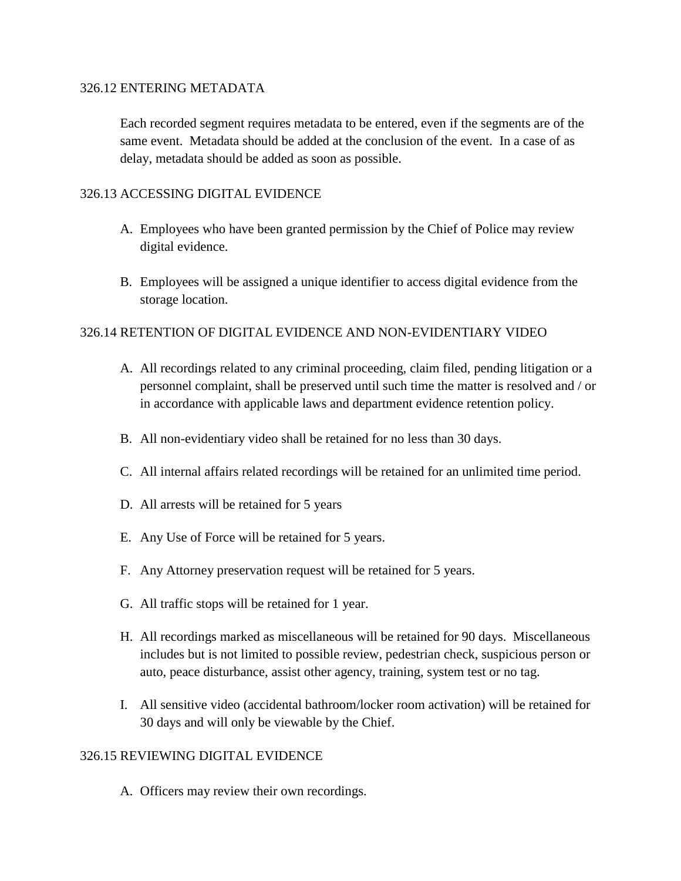## 326.12 ENTERING METADATA

Each recorded segment requires metadata to be entered, even if the segments are of the same event. Metadata should be added at the conclusion of the event. In a case of as delay, metadata should be added as soon as possible.

## 326.13 ACCESSING DIGITAL EVIDENCE

A. Employees who have been granted permission by the Chief of Police may review digital evidence.

B. Employees will be assigned a unique identifier to access digital evidence from the storage location.

## 326.14 RETENTION OF DIGITAL EVIDENCE AND NON-EVIDENTIARY VIDEO

A. All recordings related to any criminal proceeding, claim filed, pending litigation or a personnel complaint, shall be preserved until such time the matter is resolved and / or in accordance with applicable laws and department evidence retention policy.

B. All non-evidentiary video shall be retained for no less than 30 days.

C. All internal affairs related recordings will be retained for an unlimited time period.

D. All arrests will be retained for 5 years

E. Any Use of Force will be retained for 5 years.

F. Any Attorney preservation request will be retained for 5 years.

G. All traffic stops will be retained for 1 year.

H. All recordings marked as miscellaneous will be retained for 90 days. Miscellaneous includes but is not limited to possible review, pedestrian check, suspicious person or auto, peace disturbance, assist other agency, training, system test or no tag.

I. All sensitive video (accidental bathroom/locker room activation) will be retained for 30 days and will only be viewable by the Chief.

## 326.15 REVIEWING DIGITAL EVIDENCE

A. Officers may review their own recordings.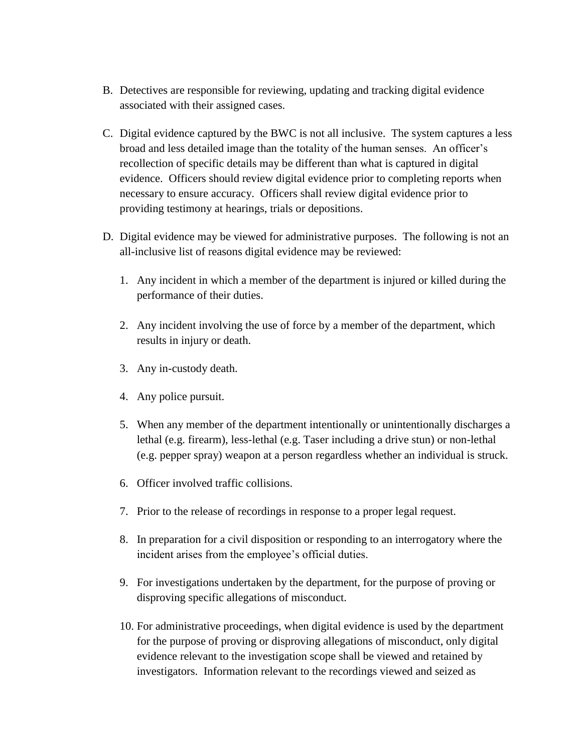B. Detectives are responsible for reviewing, updating and tracking digital evidence associated with their assigned cases.

C. Digital evidence captured by the BWC is not all inclusive. The system captures a less broad and less detailed image than the totality of the human senses. An officer's recollection of specific details may be different than what is captured in digital evidence. Officers should review digital evidence prior to completing reports when necessary to ensure accuracy. Officers shall review digital evidence prior to providing testimony at hearings, trials or depositions.

D. Digital evidence may be viewed for administrative purposes. The following is not an all-inclusive list of reasons digital evidence may be reviewed:

   1. Any incident in which a member of the department is injured or killed during the performance of their duties.

   2. Any incident involving the use of force by a member of the department, which results in injury or death.

   3. Any in-custody death.

   4. Any police pursuit.

   5. When any member of the department intentionally or unintentionally discharges a lethal (e.g. firearm), less-lethal (e.g. Taser including a drive stun) or non-lethal (e.g. pepper spray) weapon at a person regardless whether an individual is struck.

   6. Officer involved traffic collisions.

   7. Prior to the release of recordings in response to a proper legal request.

   8. In preparation for a civil disposition or responding to an interrogatory where the incident arises from the employee's official duties.

   9. For investigations undertaken by the department, for the purpose of proving or disproving specific allegations of misconduct.

   10. For administrative proceedings, when digital evidence is used by the department for the purpose of proving or disproving allegations of misconduct, only digital evidence relevant to the investigation scope shall be viewed and retained by investigators. Information relevant to the recordings viewed and seized as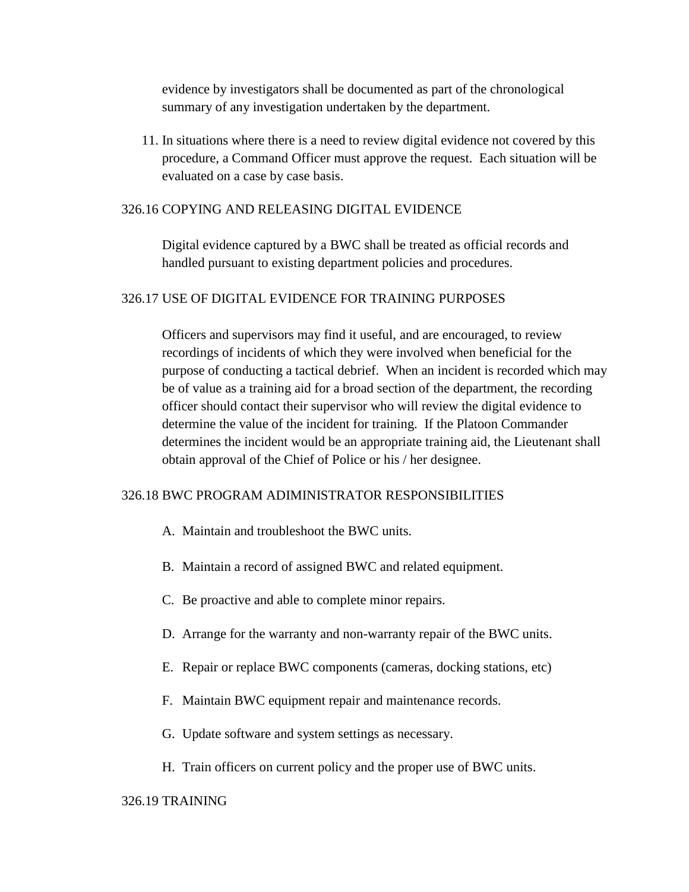evidence by investigators shall be documented as part of the chronological summary of any investigation undertaken by the department.

11. In situations where there is a need to review digital evidence not covered by this procedure, a Command Officer must approve the request. Each situation will be evaluated on a case by case basis.

## 326.16 COPYING AND RELEASING DIGITAL EVIDENCE

Digital evidence captured by a BWC shall be treated as official records and handled pursuant to existing department policies and procedures.

## 326.17 USE OF DIGITAL EVIDENCE FOR TRAINING PURPOSES

Officers and supervisors may find it useful, and are encouraged, to review recordings of incidents of which they were involved when beneficial for the purpose of conducting a tactical debrief. When an incident is recorded which may be of value as a training aid for a broad section of the department, the recording officer should contact their supervisor who will review the digital evidence to determine the value of the incident for training. If the Platoon Commander determines the incident would be an appropriate training aid, the Lieutenant shall obtain approval of the Chief of Police or his / her designee.

## 326.18 BWC PROGRAM ADIMINISTRATOR RESPONSIBILITIES

A. Maintain and troubleshoot the BWC units.

B. Maintain a record of assigned BWC and related equipment.

C. Be proactive and able to complete minor repairs.

D. Arrange for the warranty and non-warranty repair of the BWC units.

E. Repair or replace BWC components (cameras, docking stations, etc)

F. Maintain BWC equipment repair and maintenance records.

G. Update software and system settings as necessary.

H. Train officers on current policy and the proper use of BWC units.

## 326.19 TRAINING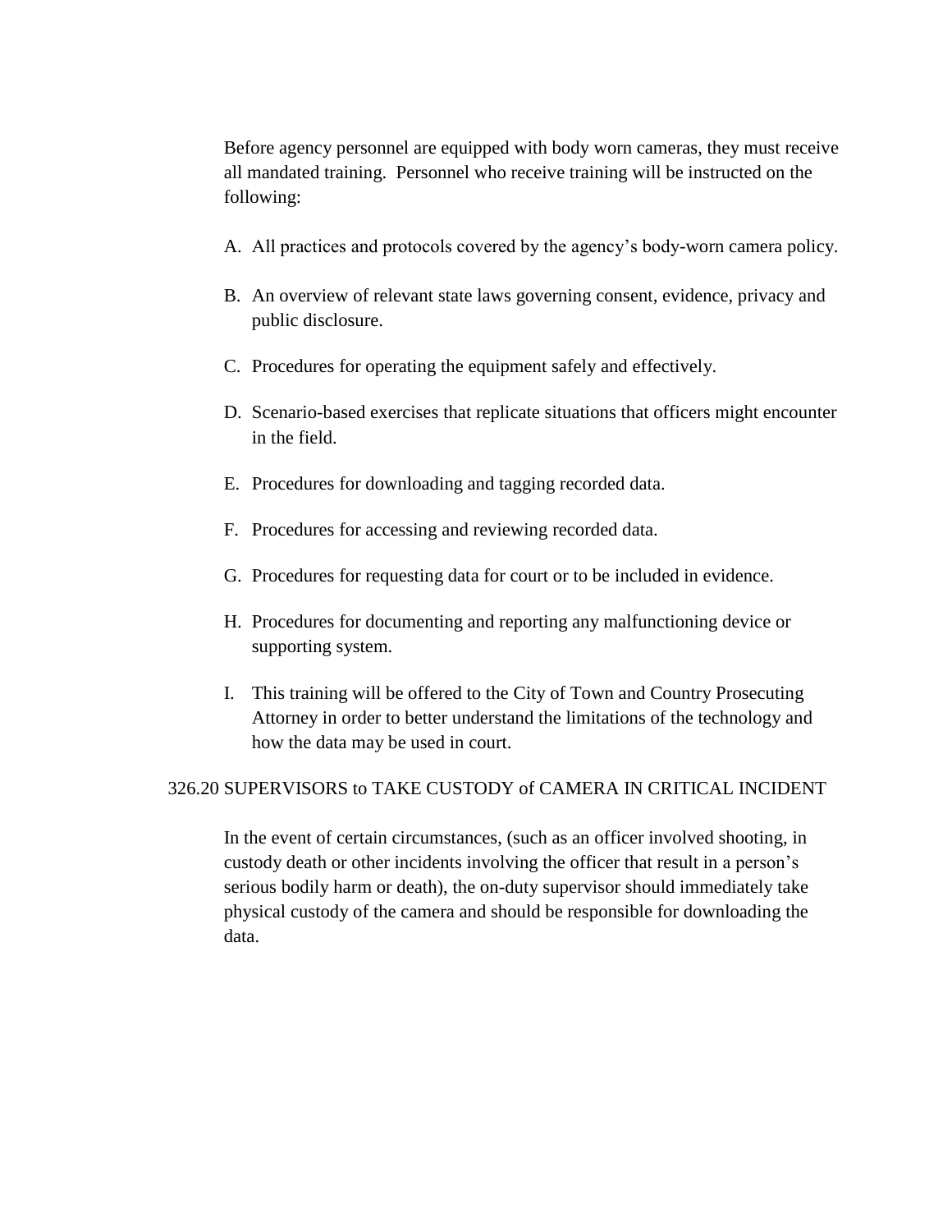Before agency personnel are equipped with body worn cameras, they must receive all mandated training. Personnel who receive training will be instructed on the following:

A. All practices and protocols covered by the agency's body-worn camera policy.

B. An overview of relevant state laws governing consent, evidence, privacy and public disclosure.

C. Procedures for operating the equipment safely and effectively.

D. Scenario-based exercises that replicate situations that officers might encounter in the field.

E. Procedures for downloading and tagging recorded data.

F. Procedures for accessing and reviewing recorded data.

G. Procedures for requesting data for court or to be included in evidence.

H. Procedures for documenting and reporting any malfunctioning device or supporting system.

I. This training will be offered to the City of Town and Country Prosecuting Attorney in order to better understand the limitations of the technology and how the data may be used in court.

## 326.20 SUPERVISORS to TAKE CUSTODY of CAMERA IN CRITICAL INCIDENT

In the event of certain circumstances, (such as an officer involved shooting, in custody death or other incidents involving the officer that result in a person's serious bodily harm or death), the on-duty supervisor should immediately take physical custody of the camera and should be responsible for downloading the data.